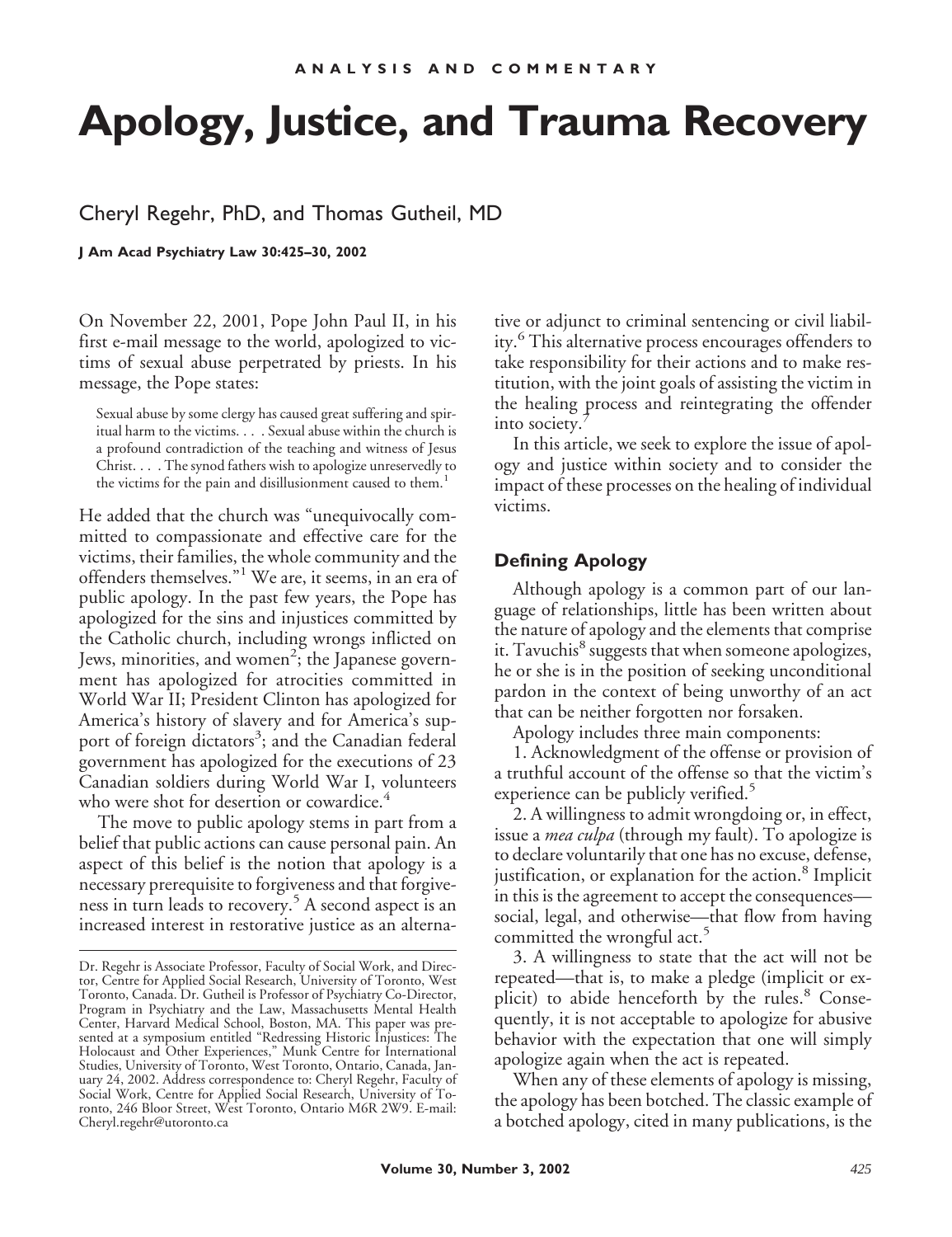ANALYSIS AND COMMENTARY

# Apology, Justice, and Trauma Recovery

Cheryl Regehr, PhD, and Thomas Gutheil, MD

**J Am Acad Psychiatry Law 30:425–30, 2002**

On November 22, 2001, Pope John Paul II, in his first e-mail message to the world, apologized to victims of sexual abuse perpetrated by priests. In his message, the Pope states:

> Sexual abuse by some clergy has caused great suffering and spiritual harm to the victims. . . . Sexual abuse within the church is a profound contradiction of the teaching and witness of Jesus Christ. . . . The synod fathers wish to apologize unreservedly to the victims for the pain and disillusionment caused to them.[1]

He added that the church was "unequivocally committed to compassionate and effective care for the victims, their families, the whole community and the offenders themselves."[1] We are, it seems, in an era of public apology. In the past few years, the Pope has apologized for the sins and injustices committed by the Catholic church, including wrongs inflicted on Jews, minorities, and women[2]; the Japanese government has apologized for atrocities committed in World War II; President Clinton has apologized for America's history of slavery and for America's support of foreign dictators[3]; and the Canadian federal government has apologized for the executions of 23 Canadian soldiers during World War I, volunteers who were shot for desertion or cowardice.[4]

The move to public apology stems in part from a belief that public actions can cause personal pain. An aspect of this belief is the notion that apology is a necessary prerequisite to forgiveness and that forgiveness in turn leads to recovery.[5] A second aspect is an increased interest in restorative justice as an alternative or adjunct to criminal sentencing or civil liability.[6] This alternative process encourages offenders to take responsibility for their actions and to make restitution, with the joint goals of assisting the victim in the healing process and reintegrating the offender into society.[7]

In this article, we seek to explore the issue of apology and justice within society and to consider the impact of these processes on the healing of individual victims.

## Defining Apology

Although apology is a common part of our language of relationships, little has been written about the nature of apology and the elements that comprise it. Tavuchis[8] suggests that when someone apologizes, he or she is in the position of seeking unconditional pardon in the context of being unworthy of an act that can be neither forgotten nor forsaken.

Apology includes three main components:

1. Acknowledgment of the offense or provision of a truthful account of the offense so that the victim's experience can be publicly verified.[5]

2. A willingness to admit wrongdoing or, in effect, issue a *mea culpa* (through my fault). To apologize is to declare voluntarily that one has no excuse, defense, justification, or explanation for the action.[8] Implicit in this is the agreement to accept the consequences—social, legal, and otherwise—that flow from having committed the wrongful act.[5]

3. A willingness to state that the act will not be repeated—that is, to make a pledge (implicit or explicit) to abide henceforth by the rules.[8] Consequently, it is not acceptable to apologize for abusive behavior with the expectation that one will simply apologize again when the act is repeated.

When any of these elements of apology is missing, the apology has been botched. The classic example of a botched apology, cited in many publications, is the

Dr. Regehr is Associate Professor, Faculty of Social Work, and Director, Centre for Applied Social Research, University of Toronto, West Toronto, Canada. Dr. Gutheil is Professor of Psychiatry Co-Director, Program in Psychiatry and the Law, Massachusetts Mental Health Center, Harvard Medical School, Boston, MA. This paper was presented at a symposium entitled "Redressing Historic Injustices: The Holocaust and Other Experiences," Munk Centre for International Studies, University of Toronto, West Toronto, Ontario, Canada, January 24, 2002. Address correspondence to: Cheryl Regehr, Faculty of Social Work, Centre for Applied Social Research, University of Toronto, 246 Bloor Street, West Toronto, Ontario M6R 2W9. E-mail: Cheryl.regehr@utoronto.ca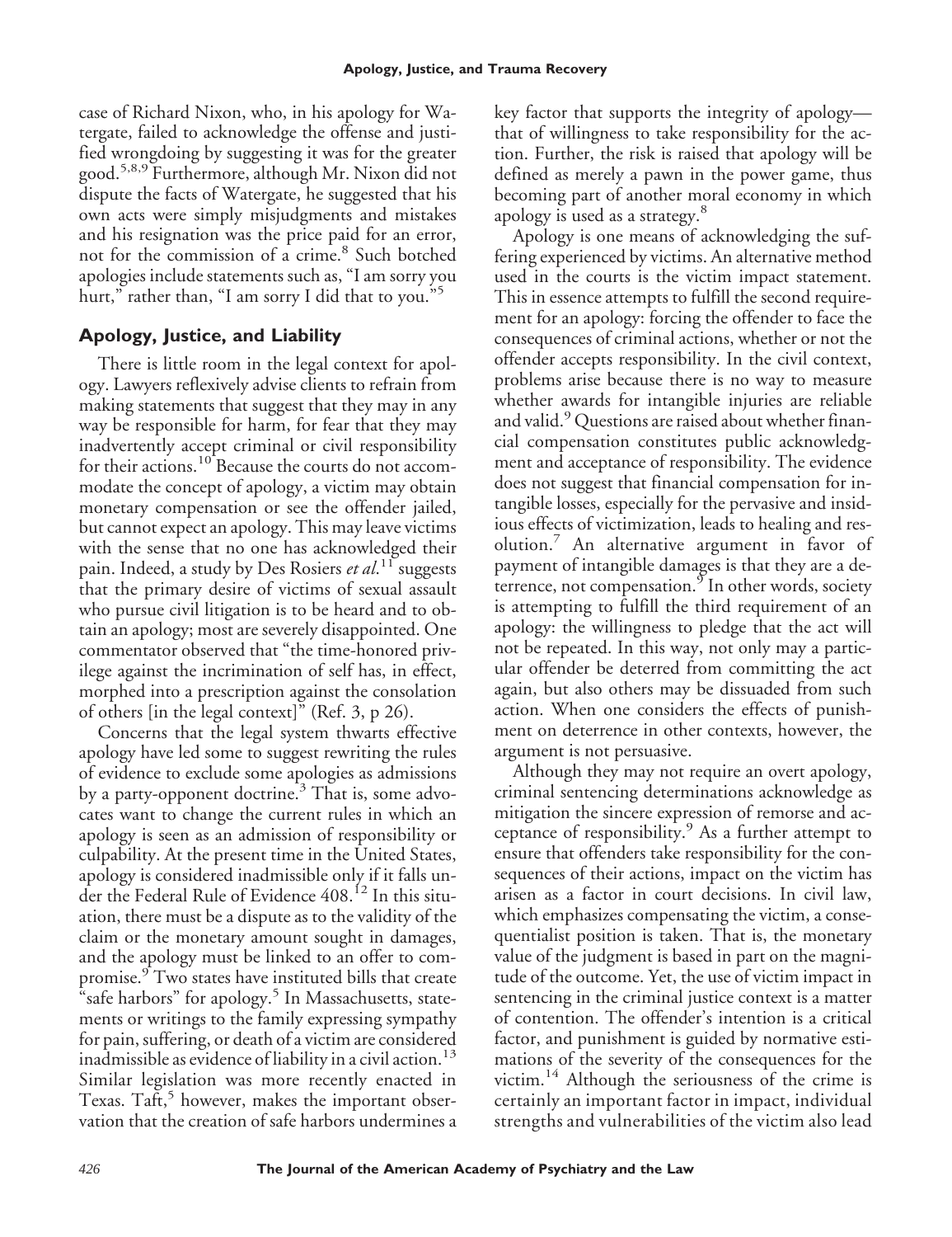case of Richard Nixon, who, in his apology for Watergate, failed to acknowledge the offense and justified wrongdoing by suggesting it was for the greater good.[5,8,9] Furthermore, although Mr. Nixon did not dispute the facts of Watergate, he suggested that his own acts were simply misjudgments and mistakes and his resignation was the price paid for an error, not for the commission of a crime.[8] Such botched apologies include statements such as, "I am sorry you hurt," rather than, "I am sorry I did that to you."[5]

## Apology, Justice, and Liability

There is little room in the legal context for apology. Lawyers reflexively advise clients to refrain from making statements that suggest that they may in any way be responsible for harm, for fear that they may inadvertently accept criminal or civil responsibility for their actions.[10] Because the courts do not accommodate the concept of apology, a victim may obtain monetary compensation or see the offender jailed, but cannot expect an apology. This may leave victims with the sense that no one has acknowledged their pain. Indeed, a study by Des Rosiers *et al.*[11] suggests that the primary desire of victims of sexual assault who pursue civil litigation is to be heard and to obtain an apology; most are severely disappointed. One commentator observed that "the time-honored privilege against the incrimination of self has, in effect, morphed into a prescription against the consolation of others [in the legal context]" (Ref. 3, p 26).

Concerns that the legal system thwarts effective apology have led some to suggest rewriting the rules of evidence to exclude some apologies as admissions by a party-opponent doctrine.[3] That is, some advocates want to change the current rules in which an apology is seen as an admission of responsibility or culpability. At the present time in the United States, apology is considered inadmissible only if it falls under the Federal Rule of Evidence 408.[12] In this situation, there must be a dispute as to the validity of the claim or the monetary amount sought in damages, and the apology must be linked to an offer to compromise.[9] Two states have instituted bills that create "safe harbors" for apology.[5] In Massachusetts, statements or writings to the family expressing sympathy for pain, suffering, or death of a victim are considered inadmissible as evidence of liability in a civil action.[13] Similar legislation was more recently enacted in Texas. Taft,[5] however, makes the important observation that the creation of safe harbors undermines a key factor that supports the integrity of apology—that of willingness to take responsibility for the action. Further, the risk is raised that apology will be defined as merely a pawn in the power game, thus becoming part of another moral economy in which apology is used as a strategy.[8]

Apology is one means of acknowledging the suffering experienced by victims. An alternative method used in the courts is the victim impact statement. This in essence attempts to fulfill the second requirement for an apology: forcing the offender to face the consequences of criminal actions, whether or not the offender accepts responsibility. In the civil context, problems arise because there is no way to measure whether awards for intangible injuries are reliable and valid.[9] Questions are raised about whether financial compensation constitutes public acknowledgment and acceptance of responsibility. The evidence does not suggest that financial compensation for intangible losses, especially for the pervasive and insidious effects of victimization, leads to healing and resolution.[7] An alternative argument in favor of payment of intangible damages is that they are a deterrence, not compensation.[9] In other words, society is attempting to fulfill the third requirement of an apology: the willingness to pledge that the act will not be repeated. In this way, not only may a particular offender be deterred from committing the act again, but also others may be dissuaded from such action. When one considers the effects of punishment on deterrence in other contexts, however, the argument is not persuasive.

Although they may not require an overt apology, criminal sentencing determinations acknowledge as mitigation the sincere expression of remorse and acceptance of responsibility.[9] As a further attempt to ensure that offenders take responsibility for the consequences of their actions, impact on the victim has arisen as a factor in court decisions. In civil law, which emphasizes compensating the victim, a consequentialist position is taken. That is, the monetary value of the judgment is based in part on the magnitude of the outcome. Yet, the use of victim impact in sentencing in the criminal justice context is a matter of contention. The offender's intention is a critical factor, and punishment is guided by normative estimations of the severity of the consequences for the victim.[14] Although the seriousness of the crime is certainly an important factor in impact, individual strengths and vulnerabilities of the victim also lead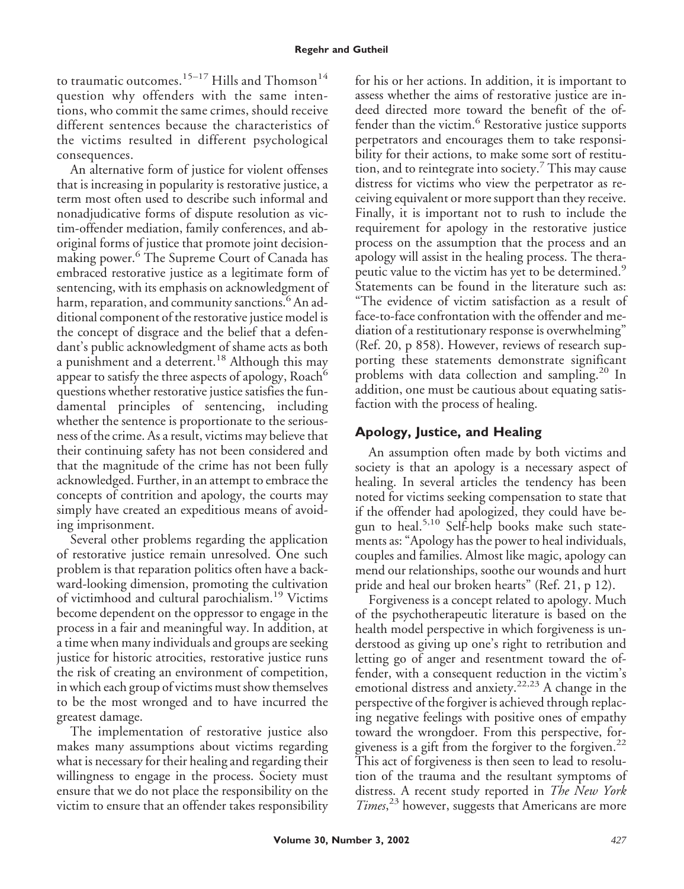to traumatic outcomes.[15–17] Hills and Thomson[14] question why offenders with the same intentions, who commit the same crimes, should receive different sentences because the characteristics of the victims resulted in different psychological consequences.

An alternative form of justice for violent offenses that is increasing in popularity is restorative justice, a term most often used to describe such informal and nonadjudicative forms of dispute resolution as victim-offender mediation, family conferences, and aboriginal forms of justice that promote joint decision-making power.[6] The Supreme Court of Canada has embraced restorative justice as a legitimate form of sentencing, with its emphasis on acknowledgment of harm, reparation, and community sanctions.[6] An additional component of the restorative justice model is the concept of disgrace and the belief that a defendant's public acknowledgment of shame acts as both a punishment and a deterrent.[18] Although this may appear to satisfy the three aspects of apology, Roach[6] questions whether restorative justice satisfies the fundamental principles of sentencing, including whether the sentence is proportionate to the seriousness of the crime. As a result, victims may believe that their continuing safety has not been considered and that the magnitude of the crime has not been fully acknowledged. Further, in an attempt to embrace the concepts of contrition and apology, the courts may simply have created an expeditious means of avoiding imprisonment.

Several other problems regarding the application of restorative justice remain unresolved. One such problem is that reparation politics often have a backward-looking dimension, promoting the cultivation of victimhood and cultural parochialism.[19] Victims become dependent on the oppressor to engage in the process in a fair and meaningful way. In addition, at a time when many individuals and groups are seeking justice for historic atrocities, restorative justice runs the risk of creating an environment of competition, in which each group of victims must show themselves to be the most wronged and to have incurred the greatest damage.

The implementation of restorative justice also makes many assumptions about victims regarding what is necessary for their healing and regarding their willingness to engage in the process. Society must ensure that we do not place the responsibility on the victim to ensure that an offender takes responsibility for his or her actions. In addition, it is important to assess whether the aims of restorative justice are indeed directed more toward the benefit of the offender than the victim.[6] Restorative justice supports perpetrators and encourages them to take responsibility for their actions, to make some sort of restitution, and to reintegrate into society.[7] This may cause distress for victims who view the perpetrator as receiving equivalent or more support than they receive. Finally, it is important not to rush to include the requirement for apology in the restorative justice process on the assumption that the process and an apology will assist in the healing process. The therapeutic value to the victim has yet to be determined.[9] Statements can be found in the literature such as: "The evidence of victim satisfaction as a result of face-to-face confrontation with the offender and mediation of a restitutionary response is overwhelming" (Ref. 20, p 858). However, reviews of research supporting these statements demonstrate significant problems with data collection and sampling.[20] In addition, one must be cautious about equating satisfaction with the process of healing.

## Apology, Justice, and Healing

An assumption often made by both victims and society is that an apology is a necessary aspect of healing. In several articles the tendency has been noted for victims seeking compensation to state that if the offender had apologized, they could have begun to heal.[5,10] Self-help books make such statements as: "Apology has the power to heal individuals, couples and families. Almost like magic, apology can mend our relationships, soothe our wounds and hurt pride and heal our broken hearts" (Ref. 21, p 12).

Forgiveness is a concept related to apology. Much of the psychotherapeutic literature is based on the health model perspective in which forgiveness is understood as giving up one's right to retribution and letting go of anger and resentment toward the offender, with a consequent reduction in the victim's emotional distress and anxiety.[22,23] A change in the perspective of the forgiver is achieved through replacing negative feelings with positive ones of empathy toward the wrongdoer. From this perspective, forgiveness is a gift from the forgiver to the forgiven.[22] This act of forgiveness is then seen to lead to resolution of the trauma and the resultant symptoms of distress. A recent study reported in *The New York Times*,[23] however, suggests that Americans are more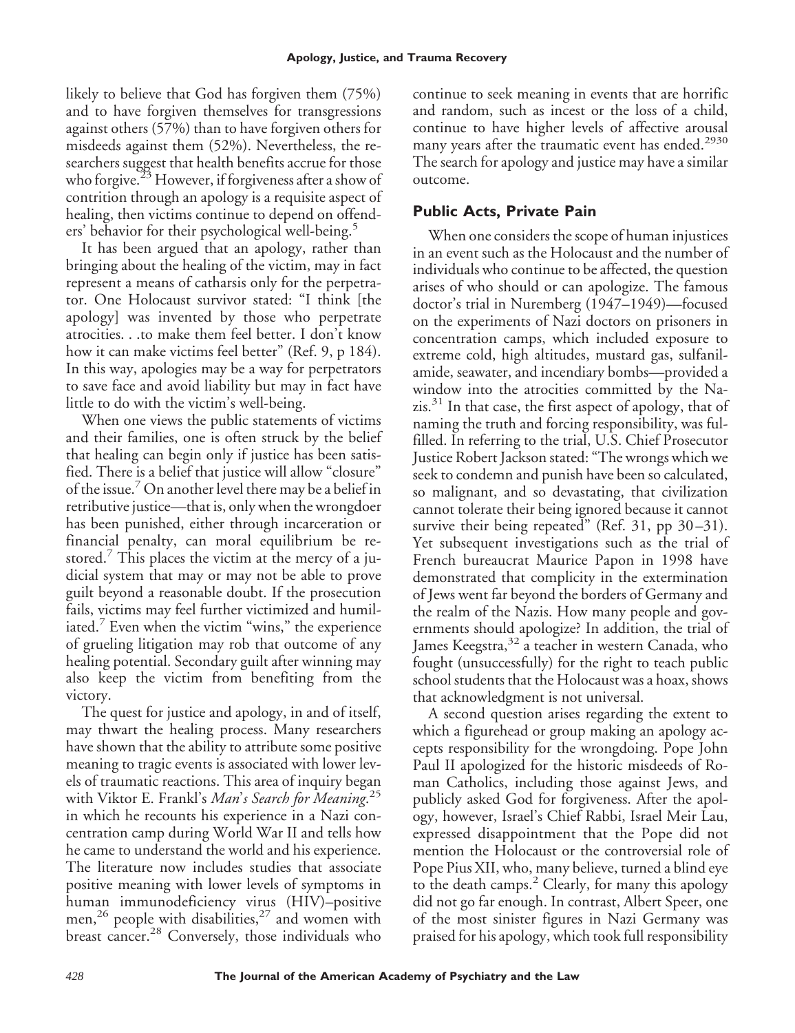likely to believe that God has forgiven them (75%) and to have forgiven themselves for transgressions against others (57%) than to have forgiven others for misdeeds against them (52%). Nevertheless, the researchers suggest that health benefits accrue for those who forgive.[23] However, if forgiveness after a show of contrition through an apology is a requisite aspect of healing, then victims continue to depend on offenders' behavior for their psychological well-being.[5]

It has been argued that an apology, rather than bringing about the healing of the victim, may in fact represent a means of catharsis only for the perpetrator. One Holocaust survivor stated: "I think [the apology] was invented by those who perpetrate atrocities. . .to make them feel better. I don't know how it can make victims feel better" (Ref. 9, p 184). In this way, apologies may be a way for perpetrators to save face and avoid liability but may in fact have little to do with the victim's well-being.

When one views the public statements of victims and their families, one is often struck by the belief that healing can begin only if justice has been satisfied. There is a belief that justice will allow "closure" of the issue.[7] On another level there may be a belief in retributive justice—that is, only when the wrongdoer has been punished, either through incarceration or financial penalty, can moral equilibrium be restored.[7] This places the victim at the mercy of a judicial system that may or may not be able to prove guilt beyond a reasonable doubt. If the prosecution fails, victims may feel further victimized and humiliated.[7] Even when the victim "wins," the experience of grueling litigation may rob that outcome of any healing potential. Secondary guilt after winning may also keep the victim from benefiting from the victory.

The quest for justice and apology, in and of itself, may thwart the healing process. Many researchers have shown that the ability to attribute some positive meaning to tragic events is associated with lower levels of traumatic reactions. This area of inquiry began with Viktor E. Frankl's *Man's Search for Meaning*,[25] in which he recounts his experience in a Nazi concentration camp during World War II and tells how he came to understand the world and his experience. The literature now includes studies that associate positive meaning with lower levels of symptoms in human immunodeficiency virus (HIV)–positive men,[26] people with disabilities,[27] and women with breast cancer.[28] Conversely, those individuals who continue to seek meaning in events that are horrific and random, such as incest or the loss of a child, continue to have higher levels of affective arousal many years after the traumatic event has ended.[29,30] The search for apology and justice may have a similar outcome.

## Public Acts, Private Pain

When one considers the scope of human injustices in an event such as the Holocaust and the number of individuals who continue to be affected, the question arises of who should or can apologize. The famous doctor's trial in Nuremberg (1947–1949)—focused on the experiments of Nazi doctors on prisoners in concentration camps, which included exposure to extreme cold, high altitudes, mustard gas, sulfanilamide, seawater, and incendiary bombs—provided a window into the atrocities committed by the Nazis.[31] In that case, the first aspect of apology, that of naming the truth and forcing responsibility, was fulfilled. In referring to the trial, U.S. Chief Prosecutor Justice Robert Jackson stated: "The wrongs which we seek to condemn and punish have been so calculated, so malignant, and so devastating, that civilization cannot tolerate their being ignored because it cannot survive their being repeated" (Ref. 31, pp 30–31). Yet subsequent investigations such as the trial of French bureaucrat Maurice Papon in 1998 have demonstrated that complicity in the extermination of Jews went far beyond the borders of Germany and the realm of the Nazis. How many people and governments should apologize? In addition, the trial of James Keegstra,[32] a teacher in western Canada, who fought (unsuccessfully) for the right to teach public school students that the Holocaust was a hoax, shows that acknowledgment is not universal.

A second question arises regarding the extent to which a figurehead or group making an apology accepts responsibility for the wrongdoing. Pope John Paul II apologized for the historic misdeeds of Roman Catholics, including those against Jews, and publicly asked God for forgiveness. After the apology, however, Israel's Chief Rabbi, Israel Meir Lau, expressed disappointment that the Pope did not mention the Holocaust or the controversial role of Pope Pius XII, who, many believe, turned a blind eye to the death camps.[2] Clearly, for many this apology did not go far enough. In contrast, Albert Speer, one of the most sinister figures in Nazi Germany was praised for his apology, which took full responsibility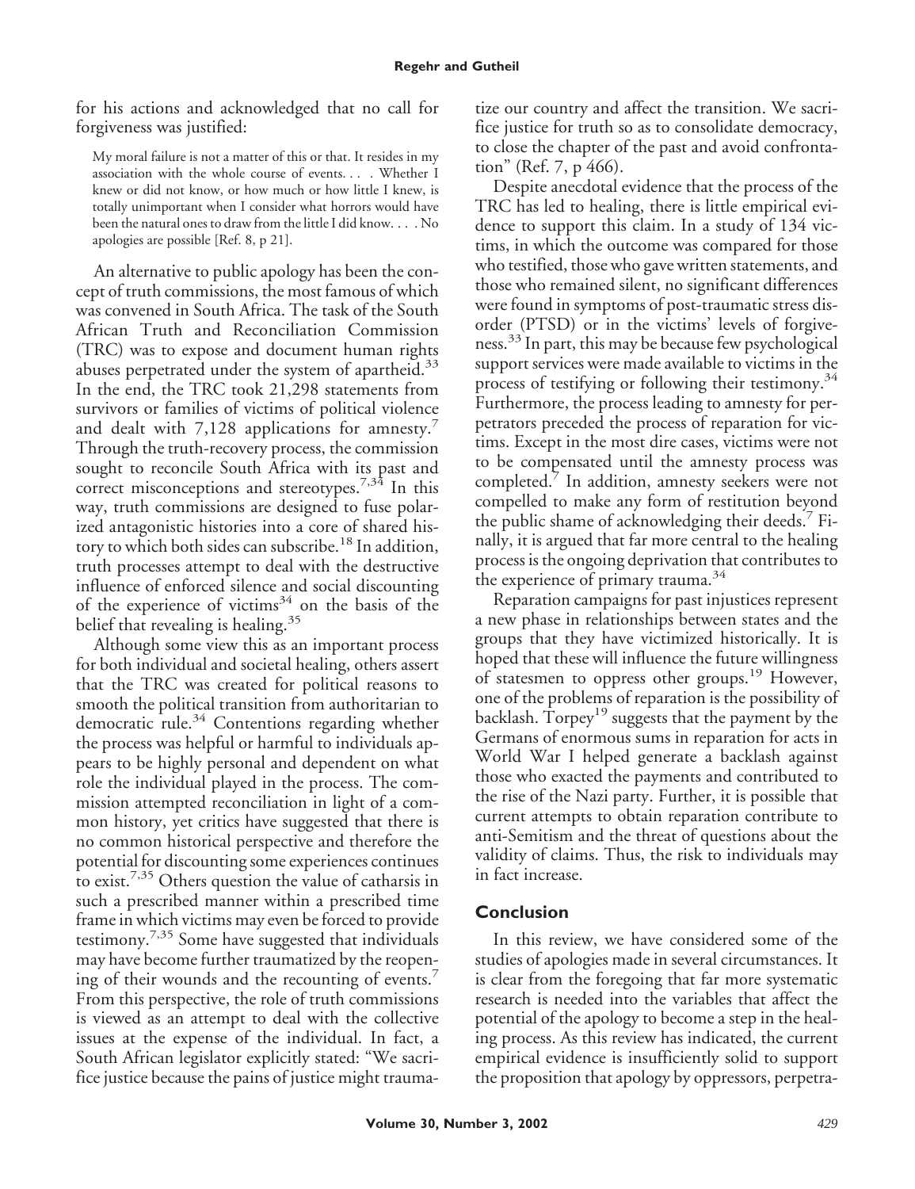for his actions and acknowledged that no call for forgiveness was justified:

> My moral failure is not a matter of this or that. It resides in my association with the whole course of events. . . . Whether I knew or did not know, or how much or how little I knew, is totally unimportant when I consider what horrors would have been the natural ones to draw from the little I did know. . . . No apologies are possible [Ref. 8, p 21].

An alternative to public apology has been the concept of truth commissions, the most famous of which was convened in South Africa. The task of the South African Truth and Reconciliation Commission (TRC) was to expose and document human rights abuses perpetrated under the system of apartheid.[33] In the end, the TRC took 21,298 statements from survivors or families of victims of political violence and dealt with 7,128 applications for amnesty.[7] Through the truth-recovery process, the commission sought to reconcile South Africa with its past and correct misconceptions and stereotypes.[7,34] In this way, truth commissions are designed to fuse polarized antagonistic histories into a core of shared history to which both sides can subscribe.[18] In addition, truth processes attempt to deal with the destructive influence of enforced silence and social discounting of the experience of victims[34] on the basis of the belief that revealing is healing.[35]

Although some view this as an important process for both individual and societal healing, others assert that the TRC was created for political reasons to smooth the political transition from authoritarian to democratic rule.[34] Contentions regarding whether the process was helpful or harmful to individuals appears to be highly personal and dependent on what role the individual played in the process. The commission attempted reconciliation in light of a common history, yet critics have suggested that there is no common historical perspective and therefore the potential for discounting some experiences continues to exist.[7,35] Others question the value of catharsis in such a prescribed manner within a prescribed time frame in which victims may even be forced to provide testimony.[7,35] Some have suggested that individuals may have become further traumatized by the reopening of their wounds and the recounting of events.[7] From this perspective, the role of truth commissions is viewed as an attempt to deal with the collective issues at the expense of the individual. In fact, a South African legislator explicitly stated: "We sacrifice justice because the pains of justice might traumatize our country and affect the transition. We sacrifice justice for truth so as to consolidate democracy, to close the chapter of the past and avoid confrontation" (Ref. 7, p 466).

Despite anecdotal evidence that the process of the TRC has led to healing, there is little empirical evidence to support this claim. In a study of 134 victims, in which the outcome was compared for those who testified, those who gave written statements, and those who remained silent, no significant differences were found in symptoms of post-traumatic stress disorder (PTSD) or in the victims' levels of forgiveness.[33] In part, this may be because few psychological support services were made available to victims in the process of testifying or following their testimony.[34] Furthermore, the process leading to amnesty for perpetrators preceded the process of reparation for victims. Except in the most dire cases, victims were not to be compensated until the amnesty process was completed.[7] In addition, amnesty seekers were not compelled to make any form of restitution beyond the public shame of acknowledging their deeds.[7] Finally, it is argued that far more central to the healing process is the ongoing deprivation that contributes to the experience of primary trauma.[34]

Reparation campaigns for past injustices represent a new phase in relationships between states and the groups that they have victimized historically. It is hoped that these will influence the future willingness of statesmen to oppress other groups.[19] However, one of the problems of reparation is the possibility of backlash. Torpey[19] suggests that the payment by the Germans of enormous sums in reparation for acts in World War I helped generate a backlash against those who exacted the payments and contributed to the rise of the Nazi party. Further, it is possible that current attempts to obtain reparation contribute to anti-Semitism and the threat of questions about the validity of claims. Thus, the risk to individuals may in fact increase.

## Conclusion

In this review, we have considered some of the studies of apologies made in several circumstances. It is clear from the foregoing that far more systematic research is needed into the variables that affect the potential of the apology to become a step in the healing process. As this review has indicated, the current empirical evidence is insufficiently solid to support the proposition that apology by oppressors, perpetra-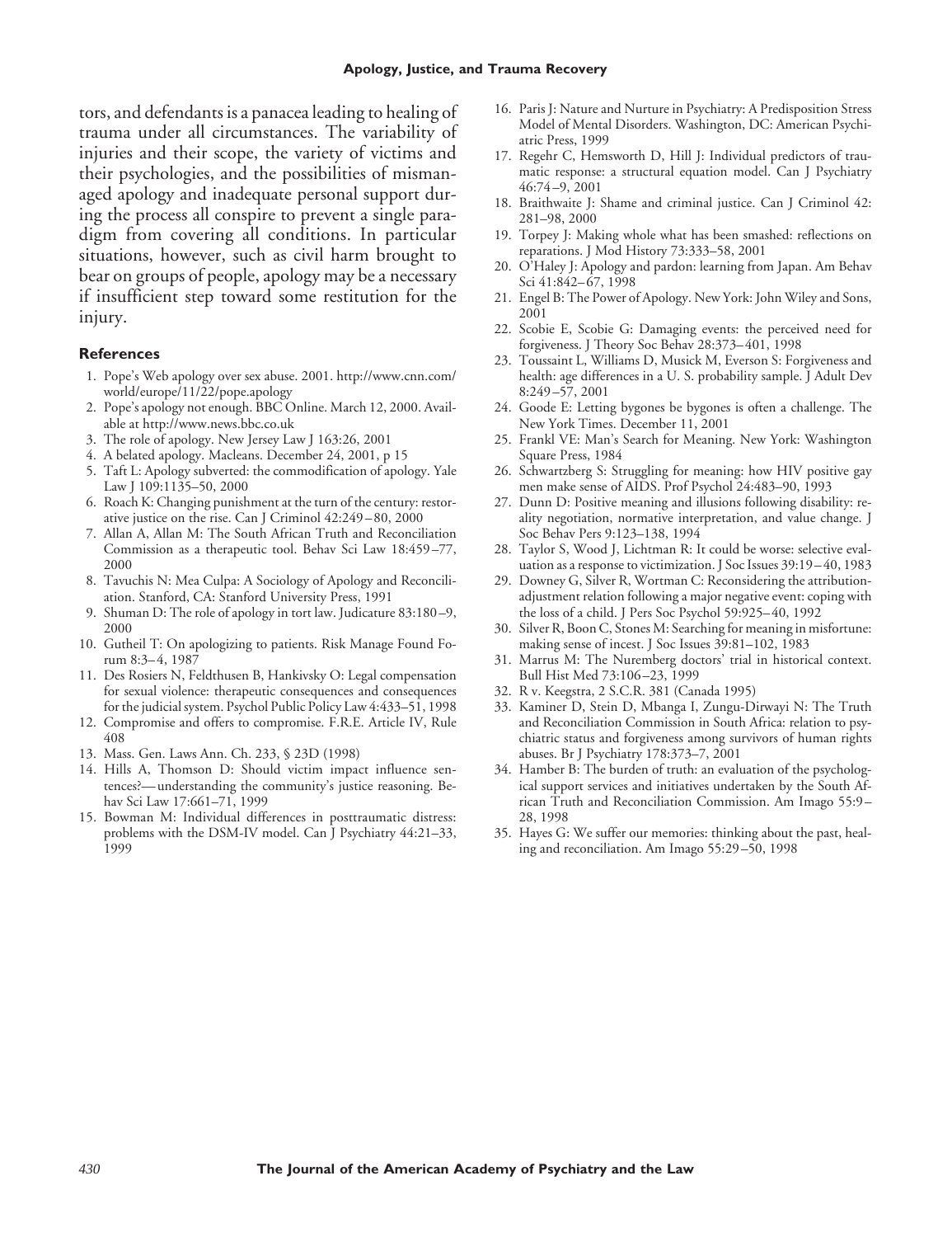tors, and defendants is a panacea leading to healing of trauma under all circumstances. The variability of injuries and their scope, the variety of victims and their psychologies, and the possibilities of mismanaged apology and inadequate personal support during the process all conspire to prevent a single paradigm from covering all conditions. In particular situations, however, such as civil harm brought to bear on groups of people, apology may be a necessary if insufficient step toward some restitution for the injury.

### References

1. Pope's Web apology over sex abuse. 2001. http://www.cnn.com/world/europe/11/22/pope.apology
2. Pope's apology not enough. BBC Online. March 12, 2000. Available at http://www.news.bbc.co.uk
3. The role of apology. New Jersey Law J 163:26, 2001
4. A belated apology. Macleans. December 24, 2001, p 15
5. Taft L: Apology subverted: the commodification of apology. Yale Law J 109:1135–50, 2000
6. Roach K: Changing punishment at the turn of the century: restorative justice on the rise. Can J Criminol 42:249–80, 2000
7. Allan A, Allan M: The South African Truth and Reconciliation Commission as a therapeutic tool. Behav Sci Law 18:459–77, 2000
8. Tavuchis N: Mea Culpa: A Sociology of Apology and Reconciliation. Stanford, CA: Stanford University Press, 1991
9. Shuman D: The role of apology in tort law. Judicature 83:180–9, 2000
10. Gutheil T: On apologizing to patients. Risk Manage Found Forum 8:3–4, 1987
11. Des Rosiers N, Feldthusen B, Hankivsky O: Legal compensation for sexual violence: therapeutic consequences and consequences for the judicial system. Psychol Public Policy Law 4:433–51, 1998
12. Compromise and offers to compromise. F.R.E. Article IV, Rule 408
13. Mass. Gen. Laws Ann. Ch. 233, § 23D (1998)
14. Hills A, Thomson D: Should victim impact influence sentences?—understanding the community's justice reasoning. Behav Sci Law 17:661–71, 1999
15. Bowman M: Individual differences in posttraumatic distress: problems with the DSM-IV model. Can J Psychiatry 44:21–33, 1999
16. Paris J: Nature and Nurture in Psychiatry: A Predisposition Stress Model of Mental Disorders. Washington, DC: American Psychiatric Press, 1999
17. Regehr C, Hemsworth D, Hill J: Individual predictors of traumatic response: a structural equation model. Can J Psychiatry 46:74–9, 2001
18. Braithwaite J: Shame and criminal justice. Can J Criminol 42: 281–98, 2000
19. Torpey J: Making whole what has been smashed: reflections on reparations. J Mod History 73:333–58, 2001
20. O'Haley J: Apology and pardon: learning from Japan. Am Behav Sci 41:842–67, 1998
21. Engel B: The Power of Apology. New York: John Wiley and Sons, 2001
22. Scobie E, Scobie G: Damaging events: the perceived need for forgiveness. J Theory Soc Behav 28:373–401, 1998
23. Toussaint L, Williams D, Musick M, Everson S: Forgiveness and health: age differences in a U. S. probability sample. J Adult Dev 8:249–57, 2001
24. Goode E: Letting bygones be bygones is often a challenge. The New York Times. December 11, 2001
25. Frankl VE: Man's Search for Meaning. New York: Washington Square Press, 1984
26. Schwartzberg S: Struggling for meaning: how HIV positive gay men make sense of AIDS. Prof Psychol 24:483–90, 1993
27. Dunn D: Positive meaning and illusions following disability: reality negotiation, normative interpretation, and value change. J Soc Behav Pers 9:123–138, 1994
28. Taylor S, Wood J, Lichtman R: It could be worse: selective evaluation as a response to victimization. J Soc Issues 39:19–40, 1983
29. Downey G, Silver R, Wortman C: Reconsidering the attribution-adjustment relation following a major negative event: coping with the loss of a child. J Pers Soc Psychol 59:925–40, 1992
30. Silver R, Boon C, Stones M: Searching for meaning in misfortune: making sense of incest. J Soc Issues 39:81–102, 1983
31. Marrus M: The Nuremberg doctors' trial in historical context. Bull Hist Med 73:106–23, 1999
32. R v. Keegstra, 2 S.C.R. 381 (Canada 1995)
33. Kaminer D, Stein D, Mbanga I, Zungu-Dirwayi N: The Truth and Reconciliation Commission in South Africa: relation to psychiatric status and forgiveness among survivors of human rights abuses. Br J Psychiatry 178:373–7, 2001
34. Hamber B: The burden of truth: an evaluation of the psychological support services and initiatives undertaken by the South African Truth and Reconciliation Commission. Am Imago 55:9–28, 1998
35. Hayes G: We suffer our memories: thinking about the past, healing and reconciliation. Am Imago 55:29–50, 1998